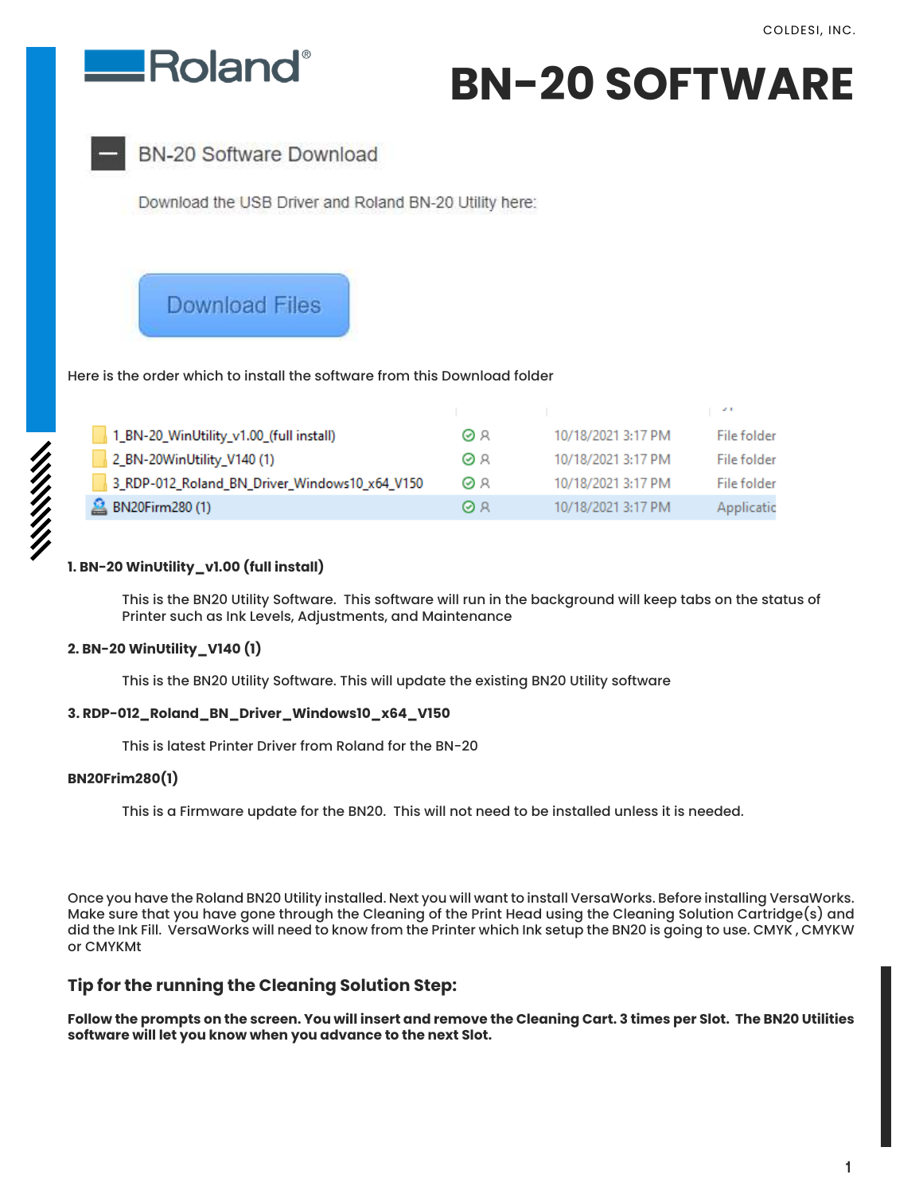# BN-20 SOFTWARE

## BN-20 Software Download

Download the USB Driver and Roland BN-20 Utility here:

Download Files

Here is the order which to install the software from this Download folder

| Name | Status | Date modified | Type |
|---|---|---|---|
| 1_BN-20_WinUtility_v1.00_(full install) | | 10/18/2021 3:17 PM | File folder |
| 2_BN-20WinUtility_V140 (1) | | 10/18/2021 3:17 PM | File folder |
| 3_RDP-012_Roland_BN_Driver_Windows10_x64_V150 | | 10/18/2021 3:17 PM | File folder |
| BN20Firm280 (1) | | 10/18/2021 3:17 PM | Applicatic |

**1. BN-20 WinUtility_v1.00 (full install)**

This is the BN20 Utility Software. This software will run in the background will keep tabs on the status of Printer such as Ink Levels, Adjustments, and Maintenance

**2. BN-20 WinUtility_V140 (1)**

This is the BN20 Utility Software. This will update the existing BN20 Utility software

**3. RDP-012_Roland_BN_Driver_Windows10_x64_V150**

This is latest Printer Driver from Roland for the BN-20

**BN20Frim280(1)**

This is a Firmware update for the BN20. This will not need to be installed unless it is needed.

Once you have the Roland BN20 Utility installed. Next you will want to install VersaWorks. Before installing VersaWorks. Make sure that you have gone through the Cleaning of the Print Head using the Cleaning Solution Cartridge(s) and did the Ink Fill. VersaWorks will need to know from the Printer which Ink setup the BN20 is going to use. CMYK , CMYKW or CMYKMt

### Tip for the running the Cleaning Solution Step:

**Follow the prompts on the screen. You will insert and remove the Cleaning Cart. 3 times per Slot. The BN20 Utilities software will let you know when you advance to the next Slot.**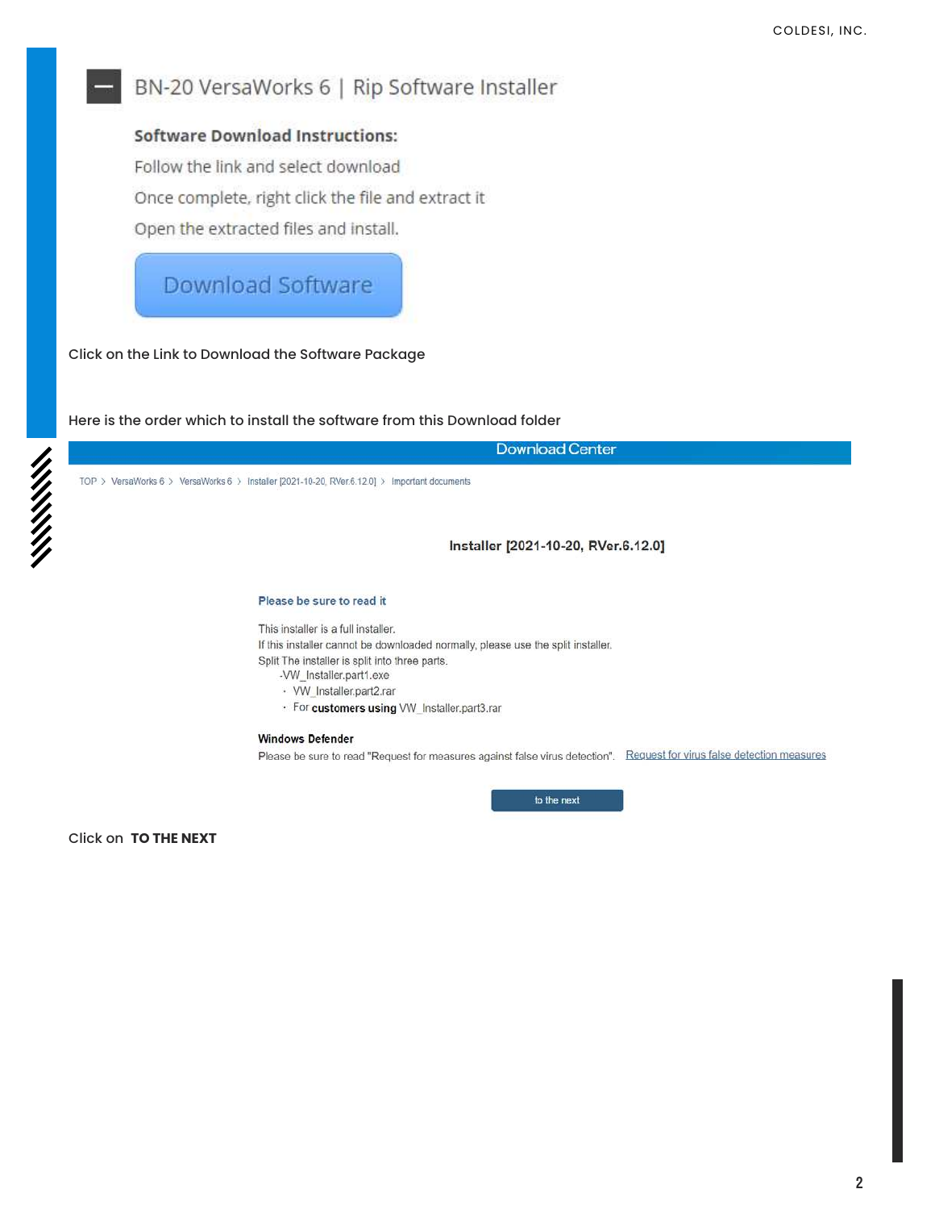## BN-20 VersaWorks 6 | Rip Software Installer

**Software Download Instructions:**

Follow the link and select download

Once complete, right click the file and extract it

Open the extracted files and install.

Download Software

Click on the Link to Download the Software Package

Here is the order which to install the software from this Download folder

Download Center

TOP > VersaWorks 6 > VersaWorks 6 > Installer [2021-10-20, RVer.6.12.0] > Important documents

**Installer [2021-10-20, RVer.6.12.0]**

Please be sure to read it

This installer is a full installer.
If this installer cannot be downloaded normally, please use the split installer.
Split The installer is split into three parts.

- VW_Installer.part1.exe
- VW_Installer.part2.rar
- For **customers using** VW_Installer.part3.rar

**Windows Defender**

Please be sure to read "Request for measures against false virus detection". Request for virus false detection measures

to the next

Click on **TO THE NEXT**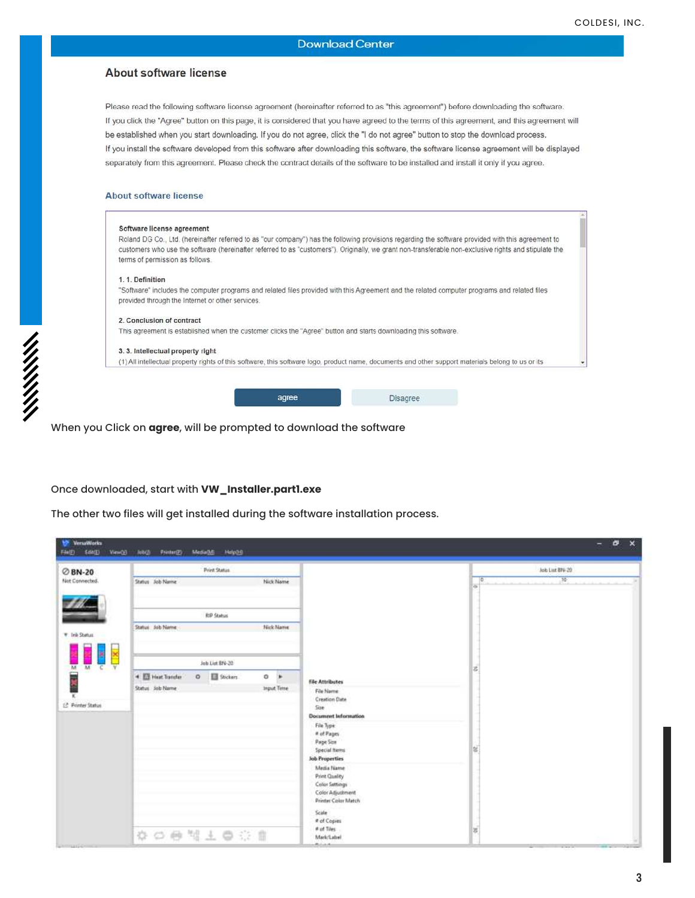When you Click on **agree**, will be prompted to download the software

Once downloaded, start with **VW_Installer.part1.exe**

The other two files will get installed during the software installation process.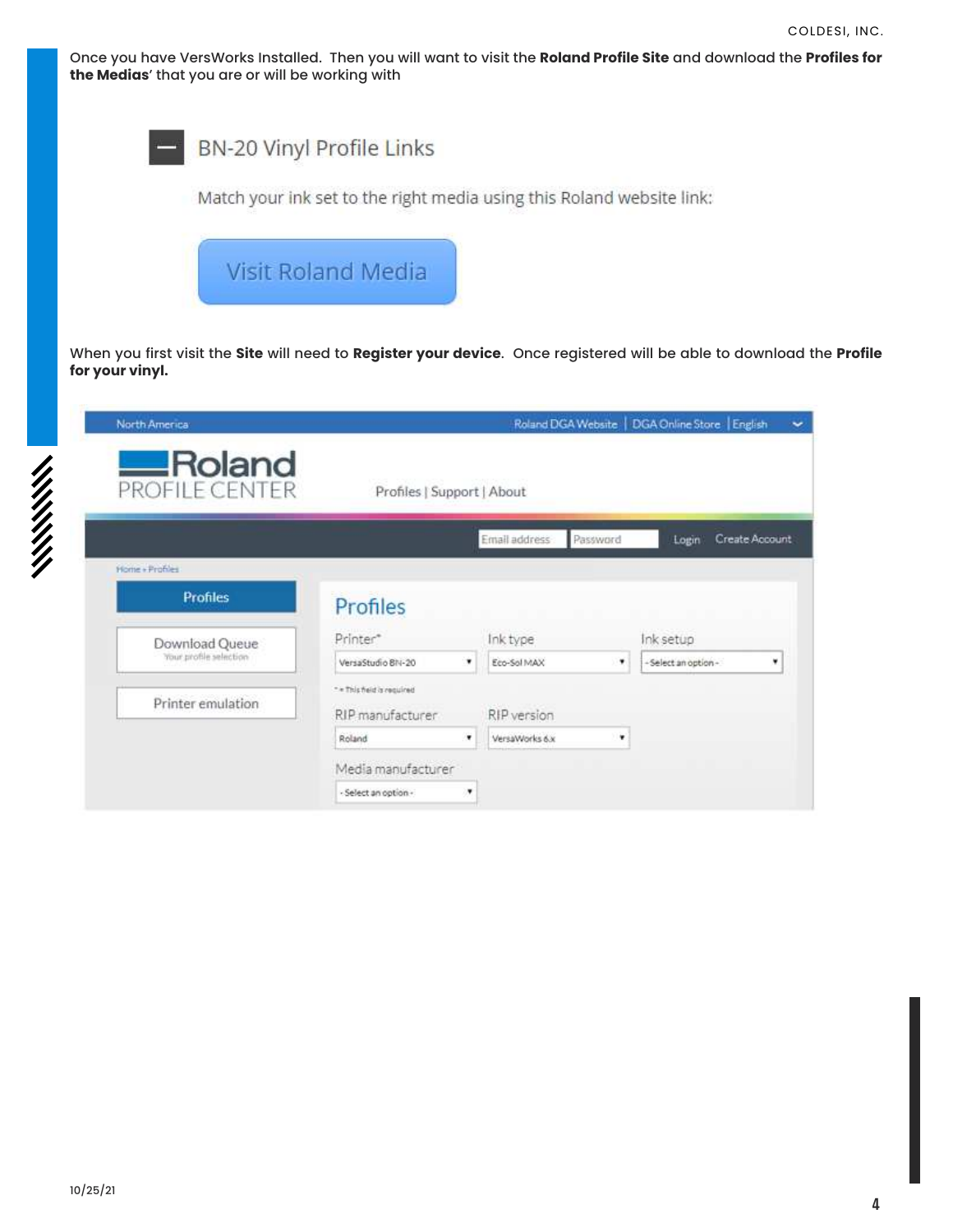Once you have VersWorks Installed.  Then you will want to visit the **Roland Profile Site** and download the **Profiles for the Medias**' that you are or will be working with

BN-20 Vinyl Profile Links

Match your ink set to the right media using this Roland website link:

Visit Roland Media

When you first visit the **Site** will need to **Register your device**.  Once registered will be able to download the **Profile for your vinyl.**

North America

Roland DGA Website | DGA Online Store | English

Roland PROFILE CENTER

Profiles | Support | About

Email address

Password

Login

Create Account

Home › Profiles

Profiles

Download Queue

Your profile selection

Printer emulation

Profiles

Printer*

VersaStudio BN-20

Ink type

Eco-Sol MAX

Ink setup

- Select an option -

* = This field is required

RIP manufacturer

Roland

RIP version

VersaWorks 6.x

Media manufacturer

- Select an option -